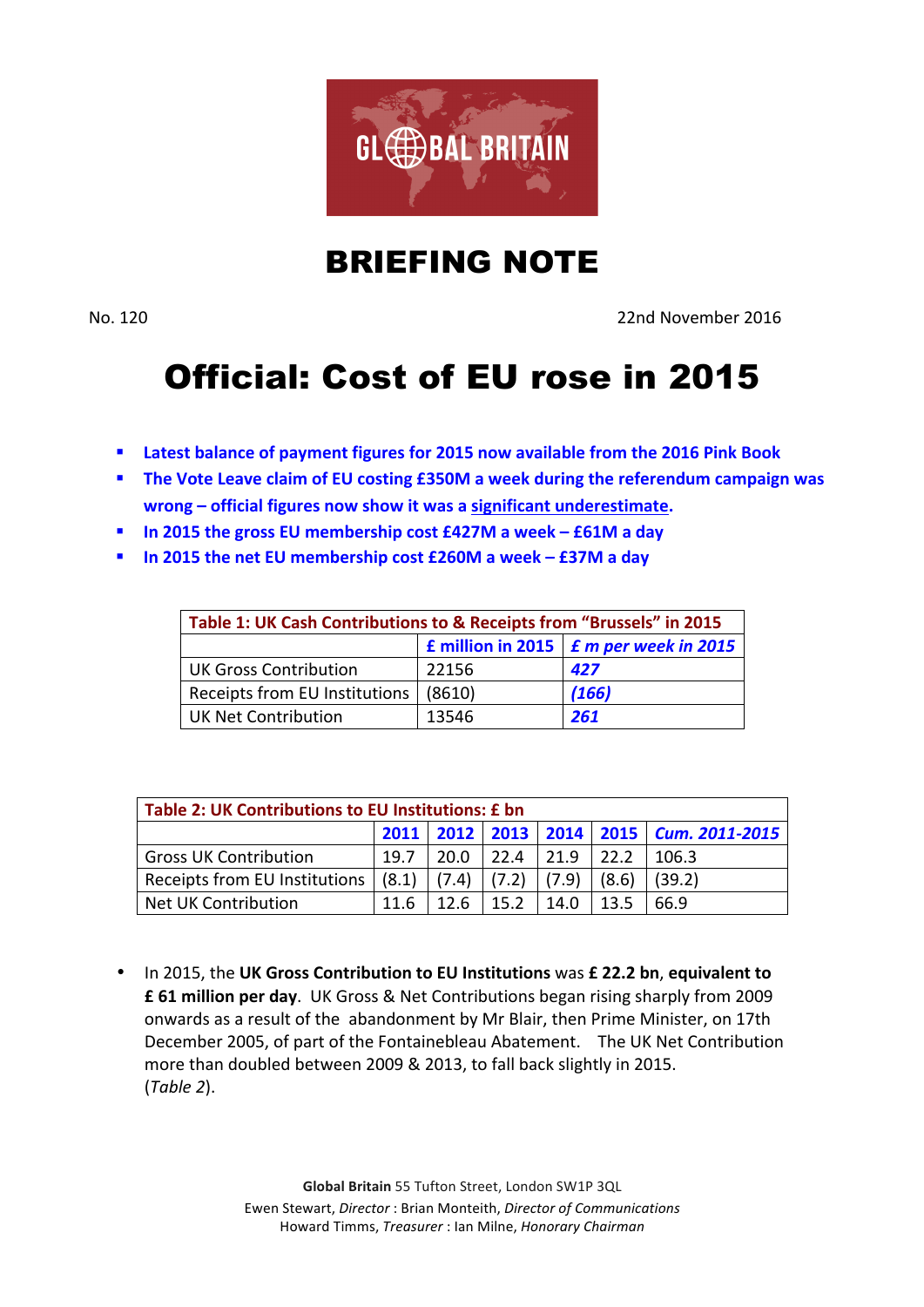GLOBAL BRITAIN

# BRIEFING NOTE

No. 120 22nd November 2016

# Official: Cost of EU rose in 2015

- **Latest balance of payment figures for 2015 now available from the 2016 Pink Book**
- **The Vote Leave claim of EU costing £350M a week during the referendum campaign was wrong – official figures now show it was a significant underestimate.**
- **In 2015 the gross EU membership cost £427M a week – £61M a day**
- **In 2015 the net EU membership cost £260M a week – £37M a day**

| Table 1: UK Cash Contributions to & Receipts from "Brussels" in 2015 | | |
|---|---|---|
| | **£ million in 2015** | ***£ m per week in 2015*** |
| UK Gross Contribution | 22156 | ***427*** |
| Receipts from EU Institutions | (8610) | ***(166)*** |
| UK Net Contribution | 13546 | ***261*** |

| Table 2: UK Contributions to EU Institutions: £ bn | | | | | | |
|---|---|---|---|---|---|---|
| | **2011** | **2012** | **2013** | **2014** | **2015** | ***Cum. 2011-2015*** |
| Gross UK Contribution | 19.7 | 20.0 | 22.4 | 21.9 | 22.2 | 106.3 |
| Receipts from EU Institutions | (8.1) | (7.4) | (7.2) | (7.9) | (8.6) | (39.2) |
| Net UK Contribution | 11.6 | 12.6 | 15.2 | 14.0 | 13.5 | 66.9 |

- In 2015, the **UK Gross Contribution to EU Institutions** was **£ 22.2 bn**, **equivalent to £ 61 million per day**. UK Gross & Net Contributions began rising sharply from 2009 onwards as a result of the abandonment by Mr Blair, then Prime Minister, on 17th December 2005, of part of the Fontainebleau Abatement. The UK Net Contribution more than doubled between 2009 & 2013, to fall back slightly in 2015. (*Table 2*).

**Global Britain** 55 Tufton Street, London SW1P 3QL
Ewen Stewart, *Director* : Brian Monteith, *Director of Communications*
Howard Timms, *Treasurer* : Ian Milne, *Honorary Chairman*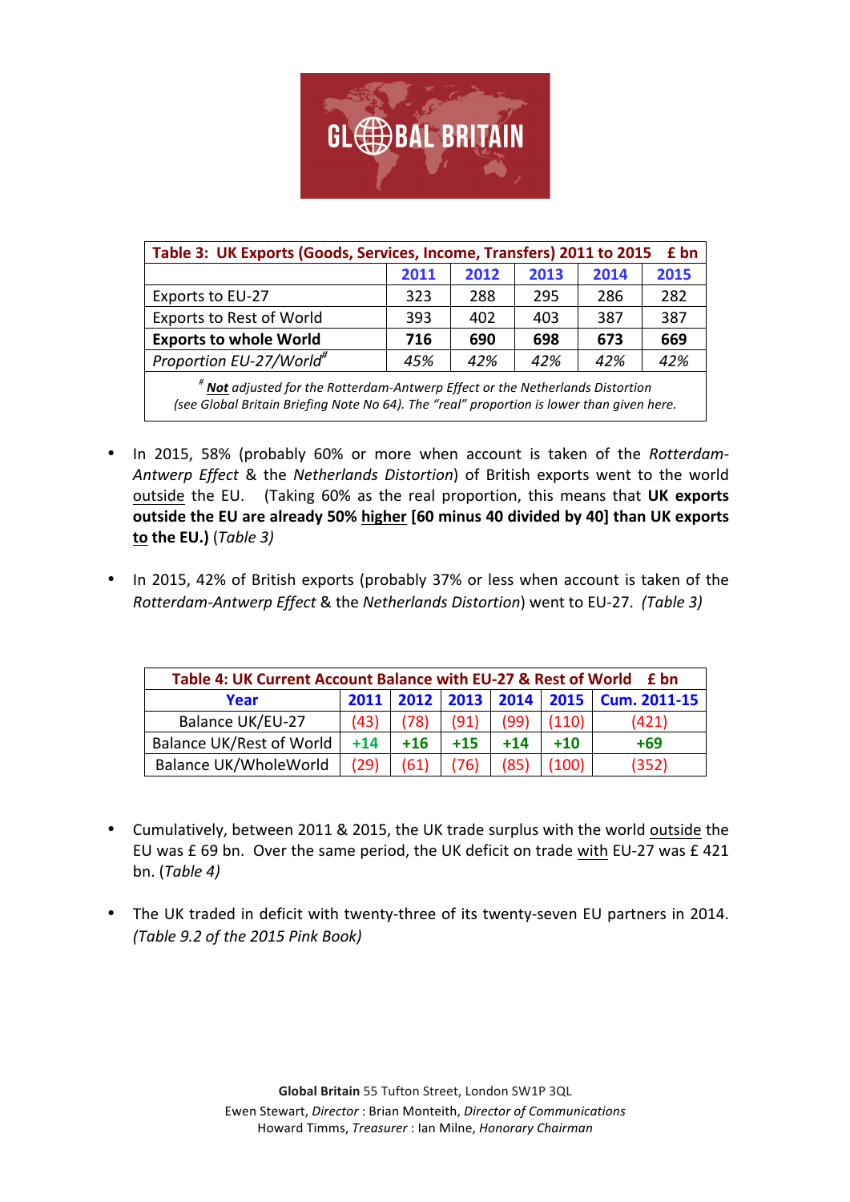GLOBAL BRITAIN

| Table 3: UK Exports (Goods, Services, Income, Transfers) 2011 to 2015 £ bn | | | | | |
|---|---|---|---|---|---|
| | 2011 | 2012 | 2013 | 2014 | 2015 |
| Exports to EU-27 | 323 | 288 | 295 | 286 | 282 |
| Exports to Rest of World | 393 | 402 | 403 | 387 | 387 |
| **Exports to whole World** | **716** | **690** | **698** | **673** | **669** |
| *Proportion EU-27/World#* | *45%* | *42%* | *42%* | *42%* | *42%* |

*# **Not** adjusted for the Rotterdam-Antwerp Effect or the Netherlands Distortion (see Global Britain Briefing Note No 64). The "real" proportion is lower than given here.*

- In 2015, 58% (probably 60% or more when account is taken of the *Rotterdam-Antwerp Effect* & the *Netherlands Distortion*) of British exports went to the world outside the EU. (Taking 60% as the real proportion, this means that **UK exports outside the EU are already 50% higher [60 minus 40 divided by 40] than UK exports to the EU.)** (*Table 3)*

- In 2015, 42% of British exports (probably 37% or less when account is taken of the *Rotterdam-Antwerp Effect* & the *Netherlands Distortion*) went to EU-27. *(Table 3)*

| Table 4: UK Current Account Balance with EU-27 & Rest of World £ bn | | | | | | |
|---|---|---|---|---|---|---|
| Year | 2011 | 2012 | 2013 | 2014 | 2015 | Cum. 2011-15 |
| Balance UK/EU-27 | (43) | (78) | (91) | (99) | (110) | (421) |
| Balance UK/Rest of World | +14 | +16 | +15 | +14 | +10 | +69 |
| Balance UK/WholeWorld | (29) | (61) | (76) | (85) | (100) | (352) |

- Cumulatively, between 2011 & 2015, the UK trade surplus with the world outside the EU was £ 69 bn. Over the same period, the UK deficit on trade with EU-27 was £ 421 bn. (*Table 4)*

- The UK traded in deficit with twenty-three of its twenty-seven EU partners in 2014. *(Table 9.2 of the 2015 Pink Book)*

**Global Britain** 55 Tufton Street, London SW1P 3QL
Ewen Stewart, *Director* : Brian Monteith, *Director of Communications*
Howard Timms, *Treasurer* : Ian Milne, *Honorary Chairman*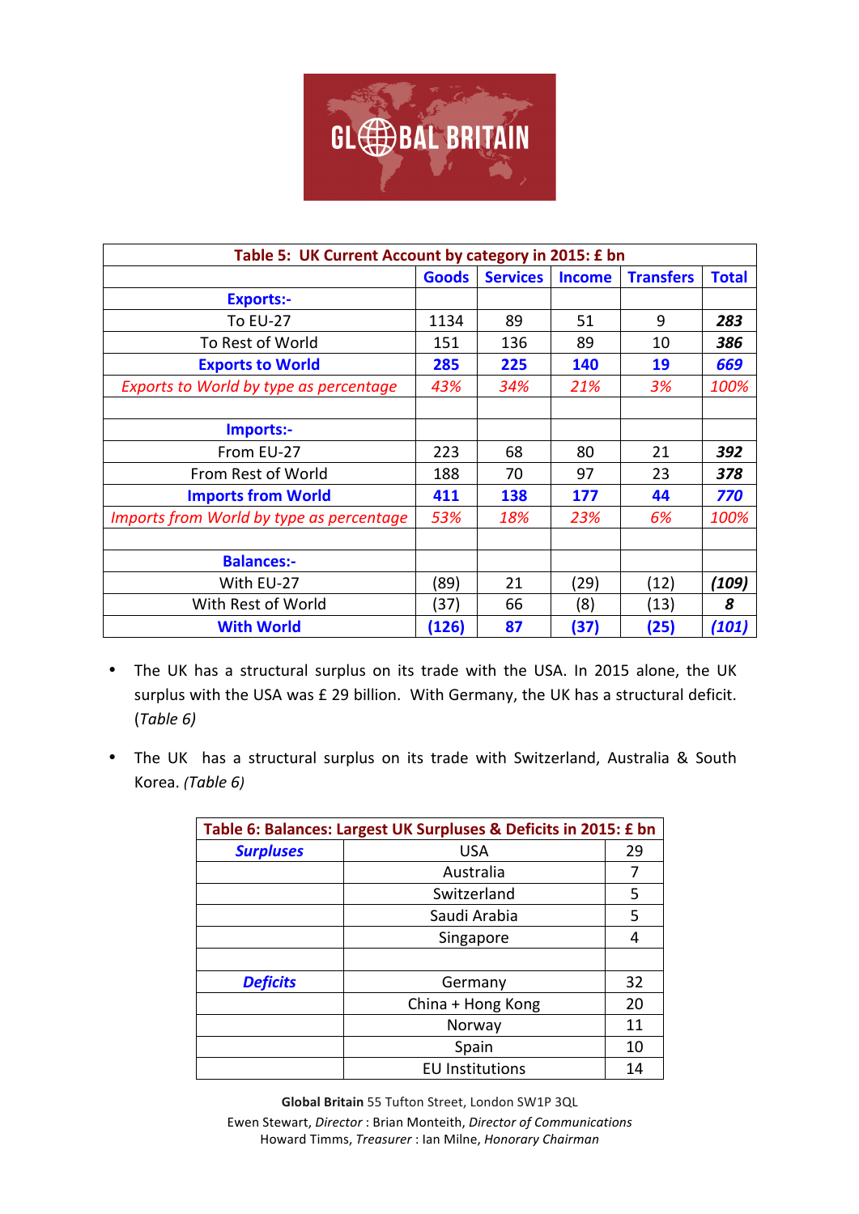GLOBAL BRITAIN

| Table 5: UK Current Account by category in 2015: £ bn | | | | | |
|---|---|---|---|---|---|
| | **Goods** | **Services** | **Income** | **Transfers** | **Total** |
| **Exports:-** | | | | | |
| To EU-27 | 1134 | 89 | 51 | 9 | ***283*** |
| To Rest of World | 151 | 136 | 89 | 10 | ***386*** |
| **Exports to World** | **285** | **225** | **140** | **19** | ***669*** |
| *Exports to World by type as percentage* | *43%* | *34%* | *21%* | *3%* | *100%* |
| | | | | | |
| **Imports:-** | | | | | |
| From EU-27 | 223 | 68 | 80 | 21 | ***392*** |
| From Rest of World | 188 | 70 | 97 | 23 | ***378*** |
| **Imports from World** | **411** | **138** | **177** | **44** | ***770*** |
| *Imports from World by type as percentage* | *53%* | *18%* | *23%* | *6%* | *100%* |
| | | | | | |
| **Balances:-** | | | | | |
| With EU-27 | (89) | 21 | (29) | (12) | ***(109)*** |
| With Rest of World | (37) | 66 | (8) | (13) | ***8*** |
| **With World** | **(126)** | **87** | **(37)** | **(25)** | ***(101)*** |

- The UK has a structural surplus on its trade with the USA. In 2015 alone, the UK surplus with the USA was £ 29 billion. With Germany, the UK has a structural deficit. (*Table 6)*
- The UK has a structural surplus on its trade with Switzerland, Australia & South Korea. *(Table 6)*

| Table 6: Balances: Largest UK Surpluses & Deficits in 2015: £ bn | | |
|---|---|---|
| ***Surpluses*** | USA | 29 |
| | Australia | 7 |
| | Switzerland | 5 |
| | Saudi Arabia | 5 |
| | Singapore | 4 |
| | | |
| ***Deficits*** | Germany | 32 |
| | China + Hong Kong | 20 |
| | Norway | 11 |
| | Spain | 10 |
| | EU Institutions | 14 |

**Global Britain** 55 Tufton Street, London SW1P 3QL
Ewen Stewart, *Director* : Brian Monteith, *Director of Communications*
Howard Timms, *Treasurer* : Ian Milne, *Honorary Chairman*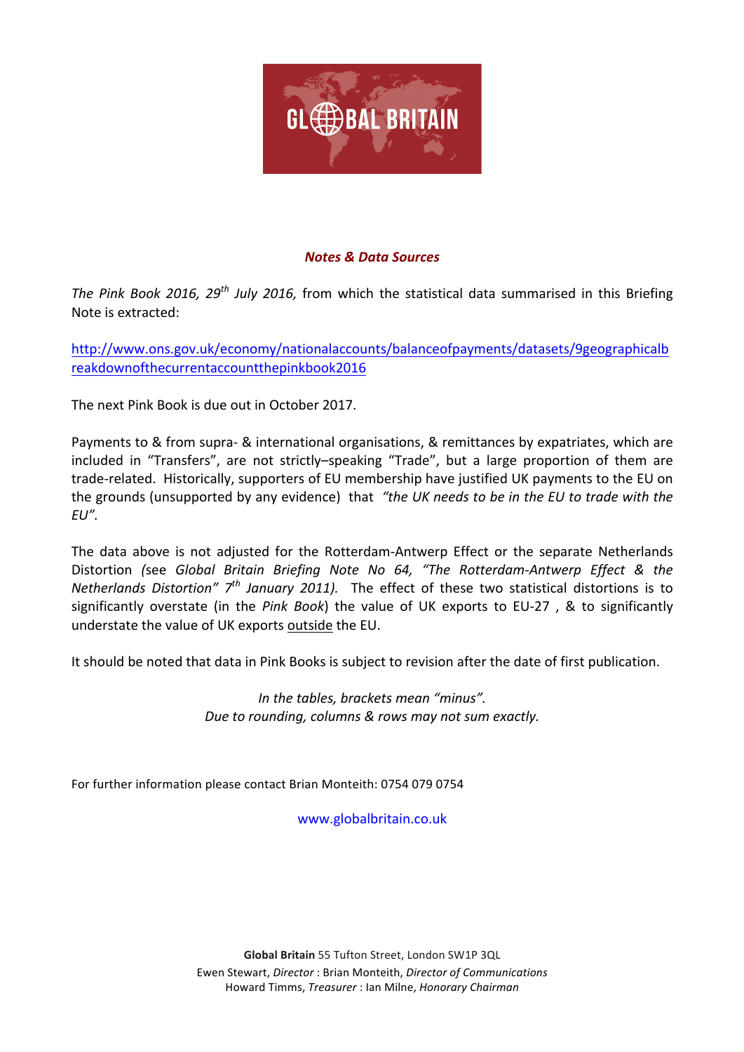## *Notes & Data Sources*

*The Pink Book 2016, 29th July 2016,* from which the statistical data summarised in this Briefing Note is extracted:

http://www.ons.gov.uk/economy/nationalaccounts/balanceofpayments/datasets/9geographicalbreakdownofthecurrentaccountthepinkbook2016

The next Pink Book is due out in October 2017.

Payments to & from supra- & international organisations, & remittances by expatriates, which are included in "Transfers", are not strictly–speaking "Trade", but a large proportion of them are trade-related. Historically, supporters of EU membership have justified UK payments to the EU on the grounds (unsupported by any evidence) that *"the UK needs to be in the EU to trade with the EU".*

The data above is not adjusted for the Rotterdam-Antwerp Effect or the separate Netherlands Distortion *(*see *Global Britain Briefing Note No 64, "The Rotterdam-Antwerp Effect & the Netherlands Distortion" 7th January 2011).* The effect of these two statistical distortions is to significantly overstate (in the *Pink Book*) the value of UK exports to EU-27 , & to significantly understate the value of UK exports outside the EU.

It should be noted that data in Pink Books is subject to revision after the date of first publication.

*In the tables, brackets mean "minus".*
*Due to rounding, columns & rows may not sum exactly.*

For further information please contact Brian Monteith: 0754 079 0754

www.globalbritain.co.uk

**Global Britain** 55 Tufton Street, London SW1P 3QL
Ewen Stewart, *Director* : Brian Monteith, *Director of Communications*
Howard Timms, *Treasurer* : Ian Milne, *Honorary Chairman*